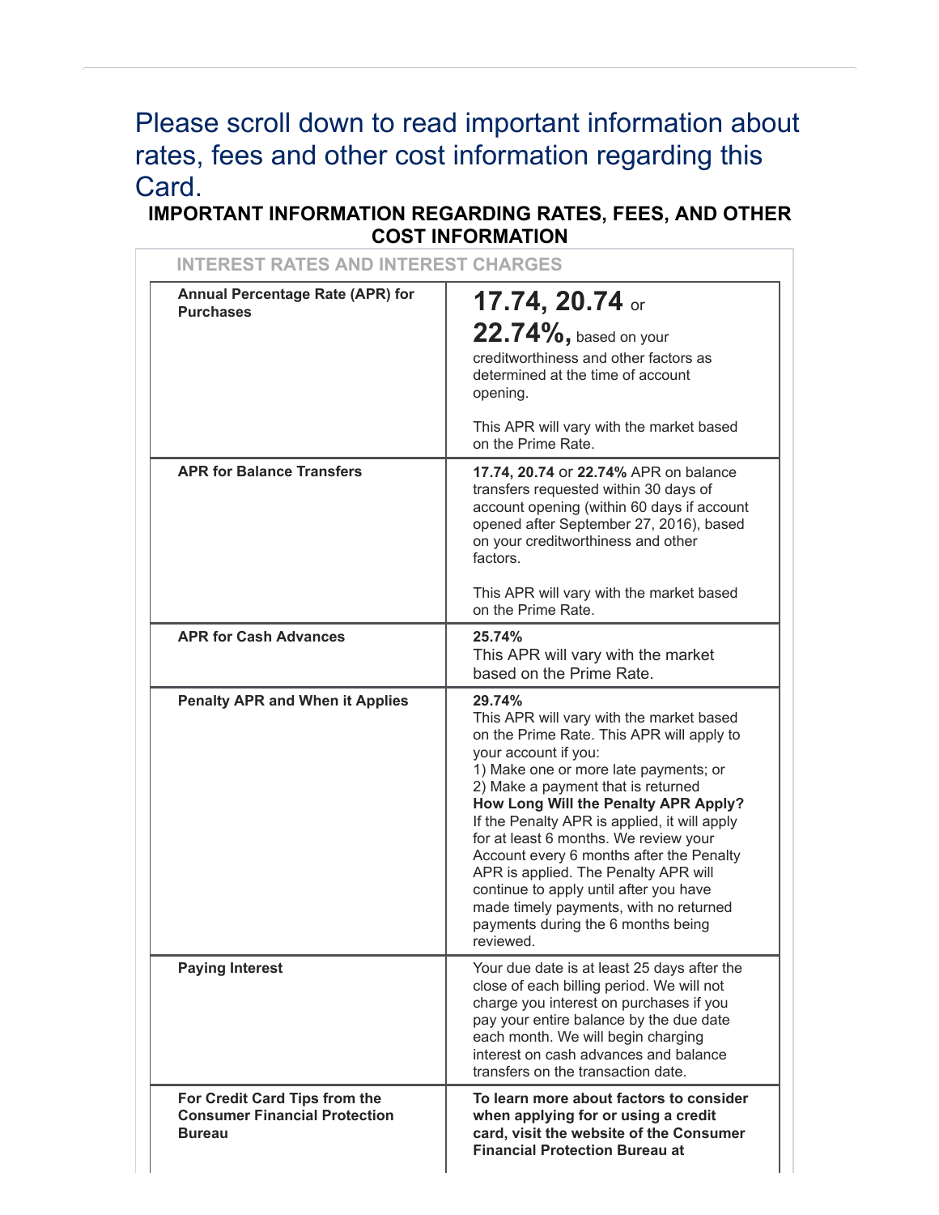# Please scroll down to read important information about rates, fees and other cost information regarding this Card.

## IMPORTANT INFORMATION REGARDING RATES, FEES, AND OTHER COST INFORMATION

### INTEREST RATES AND INTEREST CHARGES

| | |
|---|---|
| **Annual Percentage Rate (APR) for Purchases** | **17.74, 20.74** or **22.74%,** based on your creditworthiness and other factors as determined at the time of account opening.<br><br>This APR will vary with the market based on the Prime Rate. |
| **APR for Balance Transfers** | **17.74, 20.74** or **22.74%** APR on balance transfers requested within 30 days of account opening (within 60 days if account opened after September 27, 2016), based on your creditworthiness and other factors.<br><br>This APR will vary with the market based on the Prime Rate. |
| **APR for Cash Advances** | **25.74%**<br>This APR will vary with the market based on the Prime Rate. |
| **Penalty APR and When it Applies** | **29.74%**<br>This APR will vary with the market based on the Prime Rate. This APR will apply to your account if you:<br>1) Make one or more late payments; or<br>2) Make a payment that is returned<br>**How Long Will the Penalty APR Apply?** If the Penalty APR is applied, it will apply for at least 6 months. We review your Account every 6 months after the Penalty APR is applied. The Penalty APR will continue to apply until after you have made timely payments, with no returned payments during the 6 months being reviewed. |
| **Paying Interest** | Your due date is at least 25 days after the close of each billing period. We will not charge you interest on purchases if you pay your entire balance by the due date each month. We will begin charging interest on cash advances and balance transfers on the transaction date. |
| **For Credit Card Tips from the Consumer Financial Protection Bureau** | **To learn more about factors to consider when applying for or using a credit card, visit the website of the Consumer Financial Protection Bureau at** |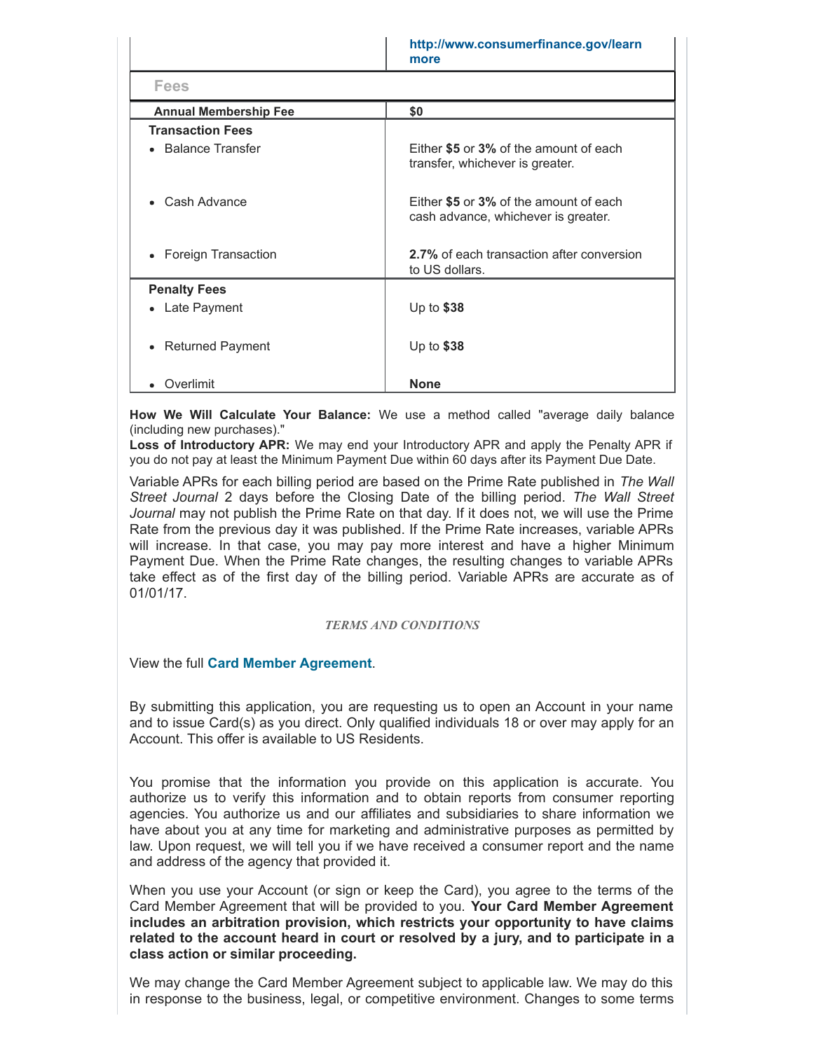| | http://www.consumerfinance.gov/learnmore |
|---|---|

| **Fees** | |
|---|---|
| **Annual Membership Fee** | **$0** |
| **Transaction Fees** | |
| • Balance Transfer | Either **$5** or **3%** of the amount of each transfer, whichever is greater. |
| • Cash Advance | Either **$5** or **3%** of the amount of each cash advance, whichever is greater. |
| • Foreign Transaction | **2.7%** of each transaction after conversion to US dollars. |
| **Penalty Fees** | |
| • Late Payment | Up to **$38** |
| • Returned Payment | Up to **$38** |
| • Overlimit | **None** |

**How We Will Calculate Your Balance:** We use a method called "average daily balance (including new purchases)."
**Loss of Introductory APR:** We may end your Introductory APR and apply the Penalty APR if you do not pay at least the Minimum Payment Due within 60 days after its Payment Due Date.

Variable APRs for each billing period are based on the Prime Rate published in *The Wall Street Journal* 2 days before the Closing Date of the billing period. *The Wall Street Journal* may not publish the Prime Rate on that day. If it does not, we will use the Prime Rate from the previous day it was published. If the Prime Rate increases, variable APRs will increase. In that case, you may pay more interest and have a higher Minimum Payment Due. When the Prime Rate changes, the resulting changes to variable APRs take effect as of the first day of the billing period. Variable APRs are accurate as of 01/01/17.

*TERMS AND CONDITIONS*

View the full **Card Member Agreement**.

By submitting this application, you are requesting us to open an Account in your name and to issue Card(s) as you direct. Only qualified individuals 18 or over may apply for an Account. This offer is available to US Residents.

You promise that the information you provide on this application is accurate. You authorize us to verify this information and to obtain reports from consumer reporting agencies. You authorize us and our affiliates and subsidiaries to share information we have about you at any time for marketing and administrative purposes as permitted by law. Upon request, we will tell you if we have received a consumer report and the name and address of the agency that provided it.

When you use your Account (or sign or keep the Card), you agree to the terms of the Card Member Agreement that will be provided to you. **Your Card Member Agreement includes an arbitration provision, which restricts your opportunity to have claims related to the account heard in court or resolved by a jury, and to participate in a class action or similar proceeding.**

We may change the Card Member Agreement subject to applicable law. We may do this in response to the business, legal, or competitive environment. Changes to some terms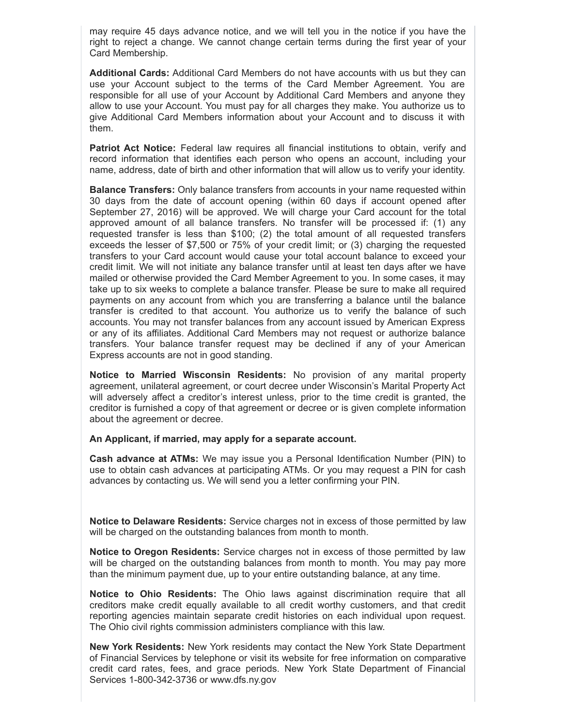may require 45 days advance notice, and we will tell you in the notice if you have the right to reject a change. We cannot change certain terms during the first year of your Card Membership.

**Additional Cards:** Additional Card Members do not have accounts with us but they can use your Account subject to the terms of the Card Member Agreement. You are responsible for all use of your Account by Additional Card Members and anyone they allow to use your Account. You must pay for all charges they make. You authorize us to give Additional Card Members information about your Account and to discuss it with them.

**Patriot Act Notice:** Federal law requires all financial institutions to obtain, verify and record information that identifies each person who opens an account, including your name, address, date of birth and other information that will allow us to verify your identity.

**Balance Transfers:** Only balance transfers from accounts in your name requested within 30 days from the date of account opening (within 60 days if account opened after September 27, 2016) will be approved. We will charge your Card account for the total approved amount of all balance transfers. No transfer will be processed if: (1) any requested transfer is less than $100; (2) the total amount of all requested transfers exceeds the lesser of $7,500 or 75% of your credit limit; or (3) charging the requested transfers to your Card account would cause your total account balance to exceed your credit limit. We will not initiate any balance transfer until at least ten days after we have mailed or otherwise provided the Card Member Agreement to you. In some cases, it may take up to six weeks to complete a balance transfer. Please be sure to make all required payments on any account from which you are transferring a balance until the balance transfer is credited to that account. You authorize us to verify the balance of such accounts. You may not transfer balances from any account issued by American Express or any of its affiliates. Additional Card Members may not request or authorize balance transfers. Your balance transfer request may be declined if any of your American Express accounts are not in good standing.

**Notice to Married Wisconsin Residents:** No provision of any marital property agreement, unilateral agreement, or court decree under Wisconsin's Marital Property Act will adversely affect a creditor's interest unless, prior to the time credit is granted, the creditor is furnished a copy of that agreement or decree or is given complete information about the agreement or decree.

**An Applicant, if married, may apply for a separate account.**

**Cash advance at ATMs:** We may issue you a Personal Identification Number (PIN) to use to obtain cash advances at participating ATMs. Or you may request a PIN for cash advances by contacting us. We will send you a letter confirming your PIN.

**Notice to Delaware Residents:** Service charges not in excess of those permitted by law will be charged on the outstanding balances from month to month.

**Notice to Oregon Residents:** Service charges not in excess of those permitted by law will be charged on the outstanding balances from month to month. You may pay more than the minimum payment due, up to your entire outstanding balance, at any time.

**Notice to Ohio Residents:** The Ohio laws against discrimination require that all creditors make credit equally available to all credit worthy customers, and that credit reporting agencies maintain separate credit histories on each individual upon request. The Ohio civil rights commission administers compliance with this law.

**New York Residents:** New York residents may contact the New York State Department of Financial Services by telephone or visit its website for free information on comparative credit card rates, fees, and grace periods. New York State Department of Financial Services 1-800-342-3736 or www.dfs.ny.gov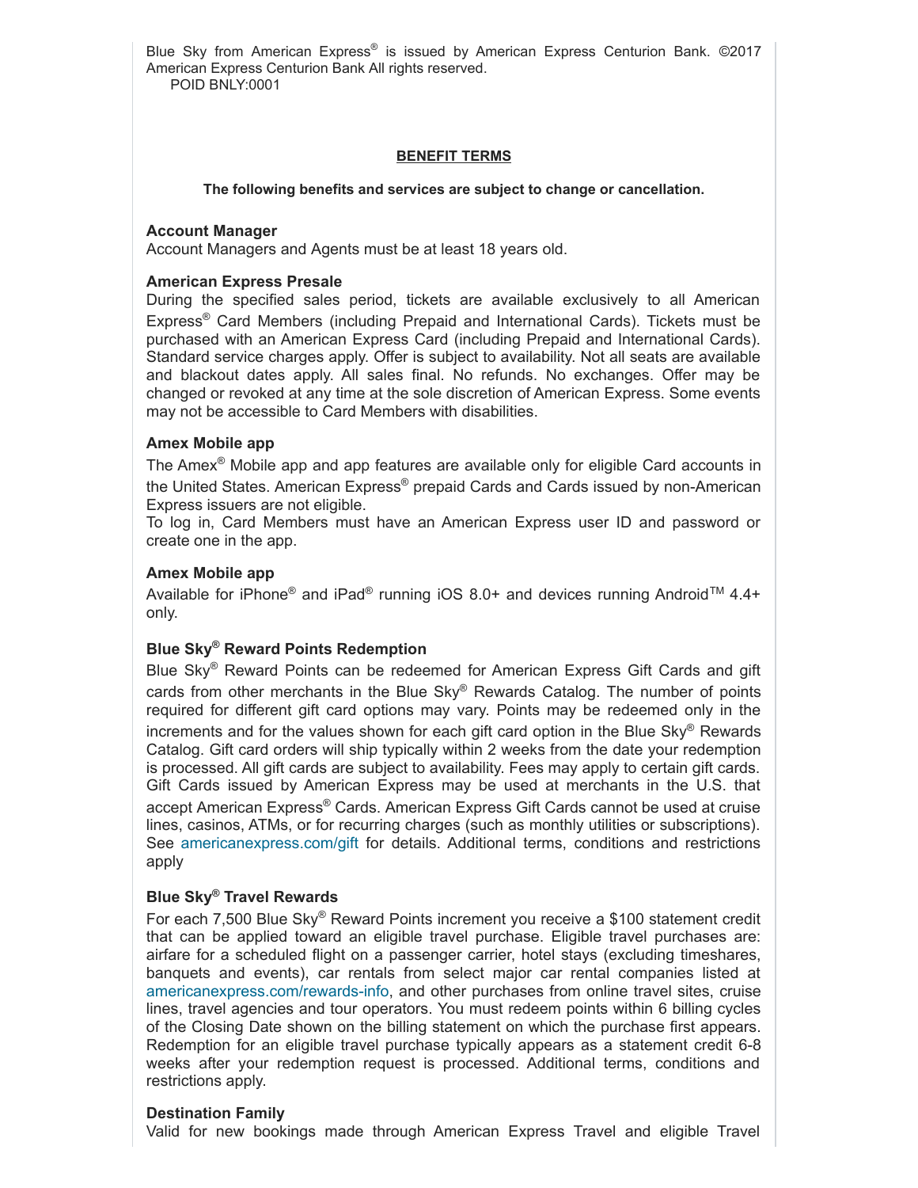Blue Sky from American Express® is issued by American Express Centurion Bank. ©2017 American Express Centurion Bank All rights reserved.
POID BNLY:0001

## BENEFIT TERMS

**The following benefits and services are subject to change or cancellation.**

### Account Manager

Account Managers and Agents must be at least 18 years old.

### American Express Presale

During the specified sales period, tickets are available exclusively to all American Express® Card Members (including Prepaid and International Cards). Tickets must be purchased with an American Express Card (including Prepaid and International Cards). Standard service charges apply. Offer is subject to availability. Not all seats are available and blackout dates apply. All sales final. No refunds. No exchanges. Offer may be changed or revoked at any time at the sole discretion of American Express. Some events may not be accessible to Card Members with disabilities.

### Amex Mobile app

The Amex® Mobile app and app features are available only for eligible Card accounts in the United States. American Express® prepaid Cards and Cards issued by non-American Express issuers are not eligible.
To log in, Card Members must have an American Express user ID and password or create one in the app.

### Amex Mobile app

Available for iPhone® and iPad® running iOS 8.0+ and devices running Android™ 4.4+ only.

### Blue Sky® Reward Points Redemption

Blue Sky® Reward Points can be redeemed for American Express Gift Cards and gift cards from other merchants in the Blue Sky® Rewards Catalog. The number of points required for different gift card options may vary. Points may be redeemed only in the increments and for the values shown for each gift card option in the Blue Sky® Rewards Catalog. Gift card orders will ship typically within 2 weeks from the date your redemption is processed. All gift cards are subject to availability. Fees may apply to certain gift cards. Gift Cards issued by American Express may be used at merchants in the U.S. that accept American Express® Cards. American Express Gift Cards cannot be used at cruise lines, casinos, ATMs, or for recurring charges (such as monthly utilities or subscriptions). See americanexpress.com/gift for details. Additional terms, conditions and restrictions apply

### Blue Sky® Travel Rewards

For each 7,500 Blue Sky® Reward Points increment you receive a $100 statement credit that can be applied toward an eligible travel purchase. Eligible travel purchases are: airfare for a scheduled flight on a passenger carrier, hotel stays (excluding timeshares, banquets and events), car rentals from select major car rental companies listed at americanexpress.com/rewards-info, and other purchases from online travel sites, cruise lines, travel agencies and tour operators. You must redeem points within 6 billing cycles of the Closing Date shown on the billing statement on which the purchase first appears. Redemption for an eligible travel purchase typically appears as a statement credit 6-8 weeks after your redemption request is processed. Additional terms, conditions and restrictions apply.

### Destination Family

Valid for new bookings made through American Express Travel and eligible Travel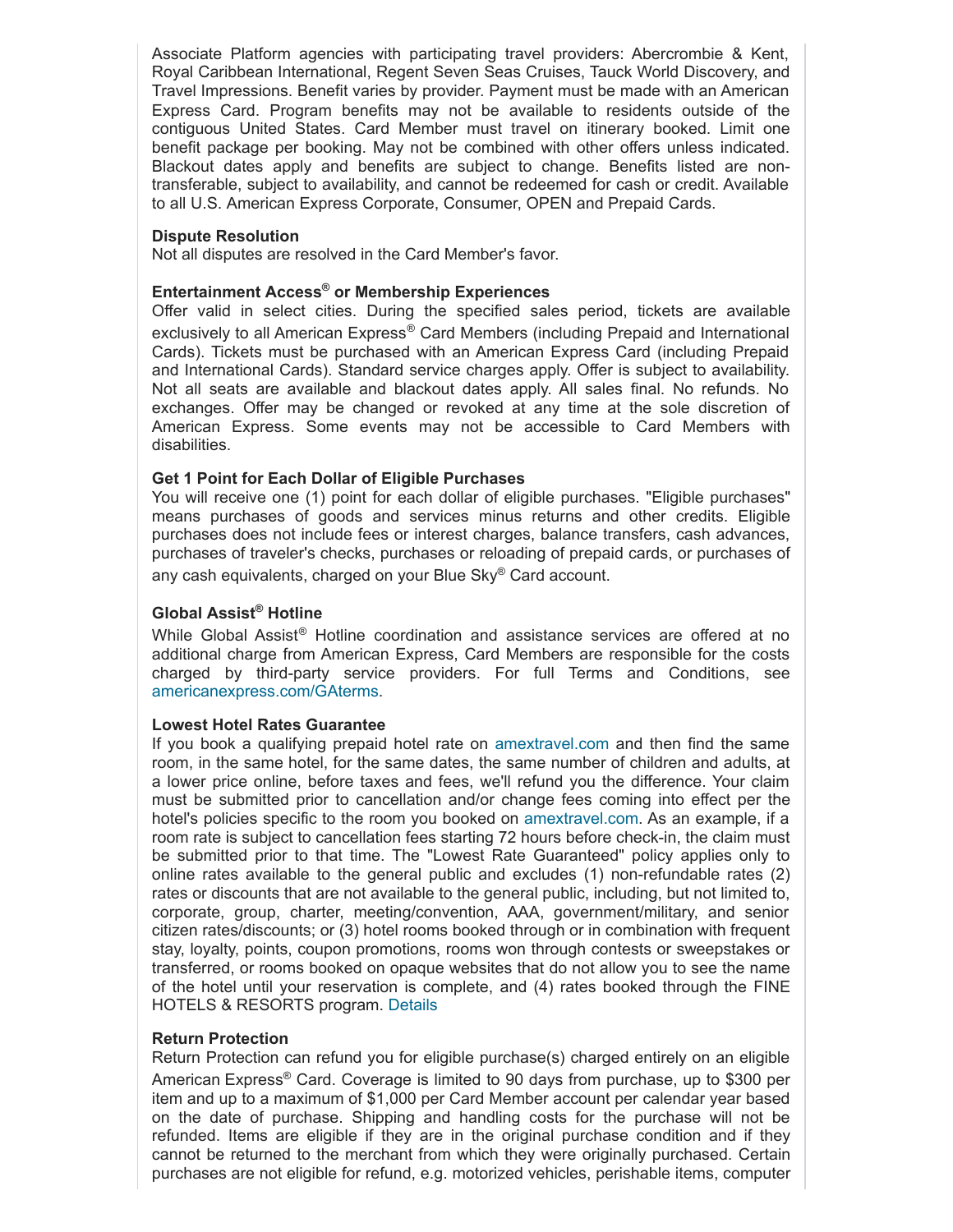Associate Platform agencies with participating travel providers: Abercrombie & Kent, Royal Caribbean International, Regent Seven Seas Cruises, Tauck World Discovery, and Travel Impressions. Benefit varies by provider. Payment must be made with an American Express Card. Program benefits may not be available to residents outside of the contiguous United States. Card Member must travel on itinerary booked. Limit one benefit package per booking. May not be combined with other offers unless indicated. Blackout dates apply and benefits are subject to change. Benefits listed are non-transferable, subject to availability, and cannot be redeemed for cash or credit. Available to all U.S. American Express Corporate, Consumer, OPEN and Prepaid Cards.

**Dispute Resolution**
Not all disputes are resolved in the Card Member's favor.

**Entertainment Access® or Membership Experiences**
Offer valid in select cities. During the specified sales period, tickets are available exclusively to all American Express® Card Members (including Prepaid and International Cards). Tickets must be purchased with an American Express Card (including Prepaid and International Cards). Standard service charges apply. Offer is subject to availability. Not all seats are available and blackout dates apply. All sales final. No refunds. No exchanges. Offer may be changed or revoked at any time at the sole discretion of American Express. Some events may not be accessible to Card Members with disabilities.

**Get 1 Point for Each Dollar of Eligible Purchases**
You will receive one (1) point for each dollar of eligible purchases. "Eligible purchases" means purchases of goods and services minus returns and other credits. Eligible purchases does not include fees or interest charges, balance transfers, cash advances, purchases of traveler's checks, purchases or reloading of prepaid cards, or purchases of any cash equivalents, charged on your Blue Sky® Card account.

**Global Assist® Hotline**
While Global Assist® Hotline coordination and assistance services are offered at no additional charge from American Express, Card Members are responsible for the costs charged by third-party service providers. For full Terms and Conditions, see americanexpress.com/GAterms.

**Lowest Hotel Rates Guarantee**
If you book a qualifying prepaid hotel rate on amextravel.com and then find the same room, in the same hotel, for the same dates, the same number of children and adults, at a lower price online, before taxes and fees, we'll refund you the difference. Your claim must be submitted prior to cancellation and/or change fees coming into effect per the hotel's policies specific to the room you booked on amextravel.com. As an example, if a room rate is subject to cancellation fees starting 72 hours before check-in, the claim must be submitted prior to that time. The "Lowest Rate Guaranteed" policy applies only to online rates available to the general public and excludes (1) non-refundable rates (2) rates or discounts that are not available to the general public, including, but not limited to, corporate, group, charter, meeting/convention, AAA, government/military, and senior citizen rates/discounts; or (3) hotel rooms booked through or in combination with frequent stay, loyalty, points, coupon promotions, rooms won through contests or sweepstakes or transferred, or rooms booked on opaque websites that do not allow you to see the name of the hotel until your reservation is complete, and (4) rates booked through the FINE HOTELS & RESORTS program. Details

**Return Protection**
Return Protection can refund you for eligible purchase(s) charged entirely on an eligible American Express® Card. Coverage is limited to 90 days from purchase, up to $300 per item and up to a maximum of $1,000 per Card Member account per calendar year based on the date of purchase. Shipping and handling costs for the purchase will not be refunded. Items are eligible if they are in the original purchase condition and if they cannot be returned to the merchant from which they were originally purchased. Certain purchases are not eligible for refund, e.g. motorized vehicles, perishable items, computer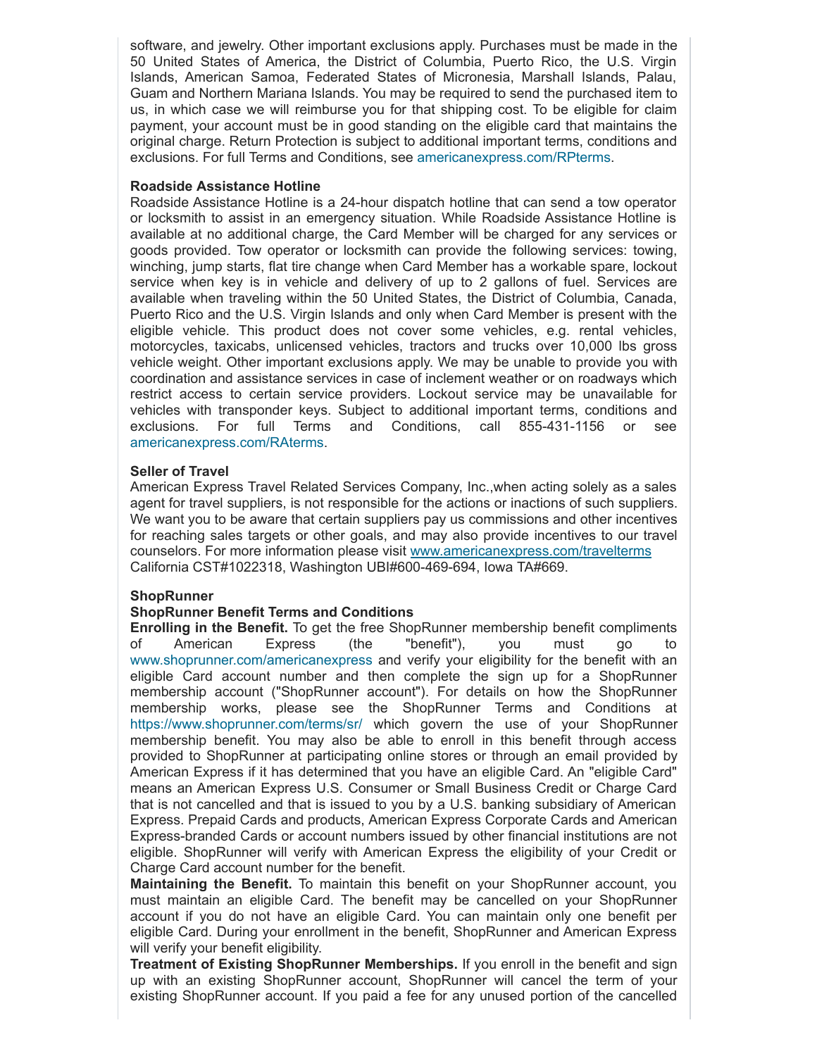software, and jewelry. Other important exclusions apply. Purchases must be made in the 50 United States of America, the District of Columbia, Puerto Rico, the U.S. Virgin Islands, American Samoa, Federated States of Micronesia, Marshall Islands, Palau, Guam and Northern Mariana Islands. You may be required to send the purchased item to us, in which case we will reimburse you for that shipping cost. To be eligible for claim payment, your account must be in good standing on the eligible card that maintains the original charge. Return Protection is subject to additional important terms, conditions and exclusions. For full Terms and Conditions, see americanexpress.com/RPterms.

**Roadside Assistance Hotline**

Roadside Assistance Hotline is a 24-hour dispatch hotline that can send a tow operator or locksmith to assist in an emergency situation. While Roadside Assistance Hotline is available at no additional charge, the Card Member will be charged for any services or goods provided. Tow operator or locksmith can provide the following services: towing, winching, jump starts, flat tire change when Card Member has a workable spare, lockout service when key is in vehicle and delivery of up to 2 gallons of fuel. Services are available when traveling within the 50 United States, the District of Columbia, Canada, Puerto Rico and the U.S. Virgin Islands and only when Card Member is present with the eligible vehicle. This product does not cover some vehicles, e.g. rental vehicles, motorcycles, taxicabs, unlicensed vehicles, tractors and trucks over 10,000 lbs gross vehicle weight. Other important exclusions apply. We may be unable to provide you with coordination and assistance services in case of inclement weather or on roadways which restrict access to certain service providers. Lockout service may be unavailable for vehicles with transponder keys. Subject to additional important terms, conditions and exclusions. For full Terms and Conditions, call 855-431-1156 or see americanexpress.com/RAterms.

**Seller of Travel**

American Express Travel Related Services Company, Inc.,when acting solely as a sales agent for travel suppliers, is not responsible for the actions or inactions of such suppliers. We want you to be aware that certain suppliers pay us commissions and other incentives for reaching sales targets or other goals, and may also provide incentives to our travel counselors. For more information please visit www.americanexpress.com/travelterms California CST#1022318, Washington UBI#600-469-694, Iowa TA#669.

**ShopRunner**

**ShopRunner Benefit Terms and Conditions**

**Enrolling in the Benefit.** To get the free ShopRunner membership benefit compliments of American Express (the "benefit"), you must go to www.shoprunner.com/americanexpress and verify your eligibility for the benefit with an eligible Card account number and then complete the sign up for a ShopRunner membership account ("ShopRunner account"). For details on how the ShopRunner membership works, please see the ShopRunner Terms and Conditions at https://www.shoprunner.com/terms/sr/ which govern the use of your ShopRunner membership benefit. You may also be able to enroll in this benefit through access provided to ShopRunner at participating online stores or through an email provided by American Express if it has determined that you have an eligible Card. An "eligible Card" means an American Express U.S. Consumer or Small Business Credit or Charge Card that is not cancelled and that is issued to you by a U.S. banking subsidiary of American Express. Prepaid Cards and products, American Express Corporate Cards and American Express-branded Cards or account numbers issued by other financial institutions are not eligible. ShopRunner will verify with American Express the eligibility of your Credit or Charge Card account number for the benefit.

**Maintaining the Benefit.** To maintain this benefit on your ShopRunner account, you must maintain an eligible Card. The benefit may be cancelled on your ShopRunner account if you do not have an eligible Card. You can maintain only one benefit per eligible Card. During your enrollment in the benefit, ShopRunner and American Express will verify your benefit eligibility.

**Treatment of Existing ShopRunner Memberships.** If you enroll in the benefit and sign up with an existing ShopRunner account, ShopRunner will cancel the term of your existing ShopRunner account. If you paid a fee for any unused portion of the cancelled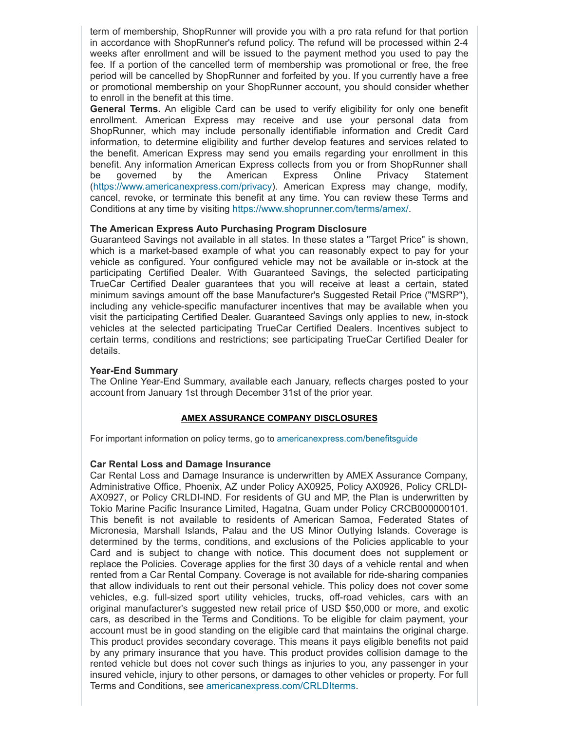term of membership, ShopRunner will provide you with a pro rata refund for that portion in accordance with ShopRunner's refund policy. The refund will be processed within 2-4 weeks after enrollment and will be issued to the payment method you used to pay the fee. If a portion of the cancelled term of membership was promotional or free, the free period will be cancelled by ShopRunner and forfeited by you. If you currently have a free or promotional membership on your ShopRunner account, you should consider whether to enroll in the benefit at this time.

**General Terms.** An eligible Card can be used to verify eligibility for only one benefit enrollment. American Express may receive and use your personal data from ShopRunner, which may include personally identifiable information and Credit Card information, to determine eligibility and further develop features and services related to the benefit. American Express may send you emails regarding your enrollment in this benefit. Any information American Express collects from you or from ShopRunner shall be governed by the American Express Online Privacy Statement (https://www.americanexpress.com/privacy). American Express may change, modify, cancel, revoke, or terminate this benefit at any time. You can review these Terms and Conditions at any time by visiting https://www.shoprunner.com/terms/amex/.

**The American Express Auto Purchasing Program Disclosure**

Guaranteed Savings not available in all states. In these states a "Target Price" is shown, which is a market-based example of what you can reasonably expect to pay for your vehicle as configured. Your configured vehicle may not be available or in-stock at the participating Certified Dealer. With Guaranteed Savings, the selected participating TrueCar Certified Dealer guarantees that you will receive at least a certain, stated minimum savings amount off the base Manufacturer's Suggested Retail Price ("MSRP"), including any vehicle-specific manufacturer incentives that may be available when you visit the participating Certified Dealer. Guaranteed Savings only applies to new, in-stock vehicles at the selected participating TrueCar Certified Dealers. Incentives subject to certain terms, conditions and restrictions; see participating TrueCar Certified Dealer for details.

**Year-End Summary**

The Online Year-End Summary, available each January, reflects charges posted to your account from January 1st through December 31st of the prior year.

## AMEX ASSURANCE COMPANY DISCLOSURES

For important information on policy terms, go to americanexpress.com/benefitsguide

**Car Rental Loss and Damage Insurance**

Car Rental Loss and Damage Insurance is underwritten by AMEX Assurance Company, Administrative Office, Phoenix, AZ under Policy AX0925, Policy AX0926, Policy CRLDI-AX0927, or Policy CRLDI-IND. For residents of GU and MP, the Plan is underwritten by Tokio Marine Pacific Insurance Limited, Hagatna, Guam under Policy CRCB000000101. This benefit is not available to residents of American Samoa, Federated States of Micronesia, Marshall Islands, Palau and the US Minor Outlying Islands. Coverage is determined by the terms, conditions, and exclusions of the Policies applicable to your Card and is subject to change with notice. This document does not supplement or replace the Policies. Coverage applies for the first 30 days of a vehicle rental and when rented from a Car Rental Company. Coverage is not available for ride-sharing companies that allow individuals to rent out their personal vehicle. This policy does not cover some vehicles, e.g. full-sized sport utility vehicles, trucks, off-road vehicles, cars with an original manufacturer's suggested new retail price of USD $50,000 or more, and exotic cars, as described in the Terms and Conditions. To be eligible for claim payment, your account must be in good standing on the eligible card that maintains the original charge. This product provides secondary coverage. This means it pays eligible benefits not paid by any primary insurance that you have. This product provides collision damage to the rented vehicle but does not cover such things as injuries to you, any passenger in your insured vehicle, injury to other persons, or damages to other vehicles or property. For full Terms and Conditions, see americanexpress.com/CRLDIterms.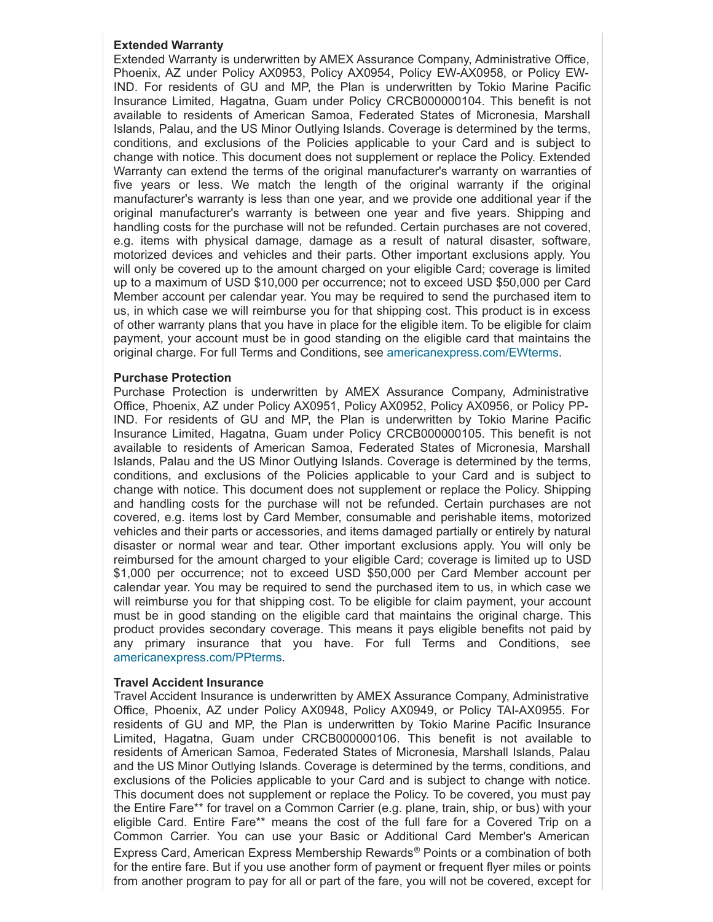**Extended Warranty**

Extended Warranty is underwritten by AMEX Assurance Company, Administrative Office, Phoenix, AZ under Policy AX0953, Policy AX0954, Policy EW-AX0958, or Policy EW-IND. For residents of GU and MP, the Plan is underwritten by Tokio Marine Pacific Insurance Limited, Hagatna, Guam under Policy CRCB000000104. This benefit is not available to residents of American Samoa, Federated States of Micronesia, Marshall Islands, Palau, and the US Minor Outlying Islands. Coverage is determined by the terms, conditions, and exclusions of the Policies applicable to your Card and is subject to change with notice. This document does not supplement or replace the Policy. Extended Warranty can extend the terms of the original manufacturer's warranty on warranties of five years or less. We match the length of the original warranty if the original manufacturer's warranty is less than one year, and we provide one additional year if the original manufacturer's warranty is between one year and five years. Shipping and handling costs for the purchase will not be refunded. Certain purchases are not covered, e.g. items with physical damage, damage as a result of natural disaster, software, motorized devices and vehicles and their parts. Other important exclusions apply. You will only be covered up to the amount charged on your eligible Card; coverage is limited up to a maximum of USD $10,000 per occurrence; not to exceed USD $50,000 per Card Member account per calendar year. You may be required to send the purchased item to us, in which case we will reimburse you for that shipping cost. This product is in excess of other warranty plans that you have in place for the eligible item. To be eligible for claim payment, your account must be in good standing on the eligible card that maintains the original charge. For full Terms and Conditions, see americanexpress.com/EWterms.

**Purchase Protection**

Purchase Protection is underwritten by AMEX Assurance Company, Administrative Office, Phoenix, AZ under Policy AX0951, Policy AX0952, Policy AX0956, or Policy PP-IND. For residents of GU and MP, the Plan is underwritten by Tokio Marine Pacific Insurance Limited, Hagatna, Guam under Policy CRCB000000105. This benefit is not available to residents of American Samoa, Federated States of Micronesia, Marshall Islands, Palau and the US Minor Outlying Islands. Coverage is determined by the terms, conditions, and exclusions of the Policies applicable to your Card and is subject to change with notice. This document does not supplement or replace the Policy. Shipping and handling costs for the purchase will not be refunded. Certain purchases are not covered, e.g. items lost by Card Member, consumable and perishable items, motorized vehicles and their parts or accessories, and items damaged partially or entirely by natural disaster or normal wear and tear. Other important exclusions apply. You will only be reimbursed for the amount charged to your eligible Card; coverage is limited up to USD $1,000 per occurrence; not to exceed USD $50,000 per Card Member account per calendar year. You may be required to send the purchased item to us, in which case we will reimburse you for that shipping cost. To be eligible for claim payment, your account must be in good standing on the eligible card that maintains the original charge. This product provides secondary coverage. This means it pays eligible benefits not paid by any primary insurance that you have. For full Terms and Conditions, see americanexpress.com/PPterms.

**Travel Accident Insurance**

Travel Accident Insurance is underwritten by AMEX Assurance Company, Administrative Office, Phoenix, AZ under Policy AX0948, Policy AX0949, or Policy TAI-AX0955. For residents of GU and MP, the Plan is underwritten by Tokio Marine Pacific Insurance Limited, Hagatna, Guam under CRCB000000106. This benefit is not available to residents of American Samoa, Federated States of Micronesia, Marshall Islands, Palau and the US Minor Outlying Islands. Coverage is determined by the terms, conditions, and exclusions of the Policies applicable to your Card and is subject to change with notice. This document does not supplement or replace the Policy. To be covered, you must pay the Entire Fare** for travel on a Common Carrier (e.g. plane, train, ship, or bus) with your eligible Card. Entire Fare** means the cost of the full fare for a Covered Trip on a Common Carrier. You can use your Basic or Additional Card Member's American Express Card, American Express Membership Rewards® Points or a combination of both for the entire fare. But if you use another form of payment or frequent flyer miles or points from another program to pay for all or part of the fare, you will not be covered, except for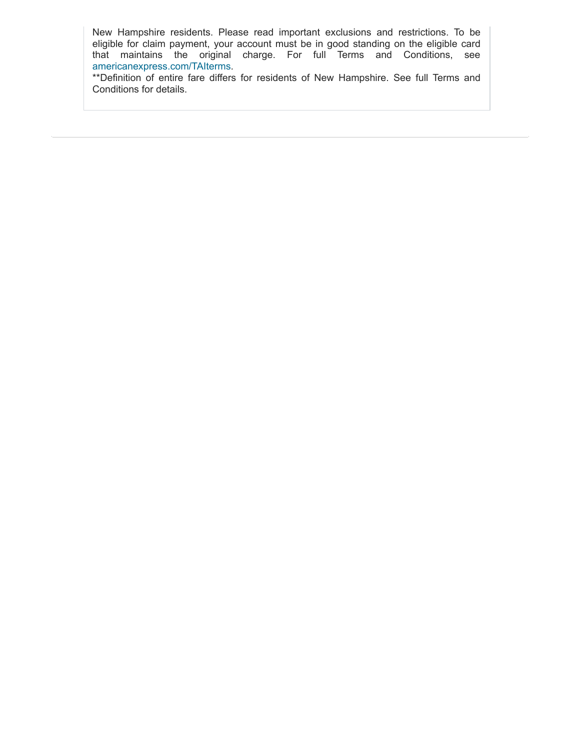New Hampshire residents. Please read important exclusions and restrictions. To be eligible for claim payment, your account must be in good standing on the eligible card that maintains the original charge. For full Terms and Conditions, see americanexpress.com/TAIterms.

**Definition of entire fare differs for residents of New Hampshire. See full Terms and Conditions for details.